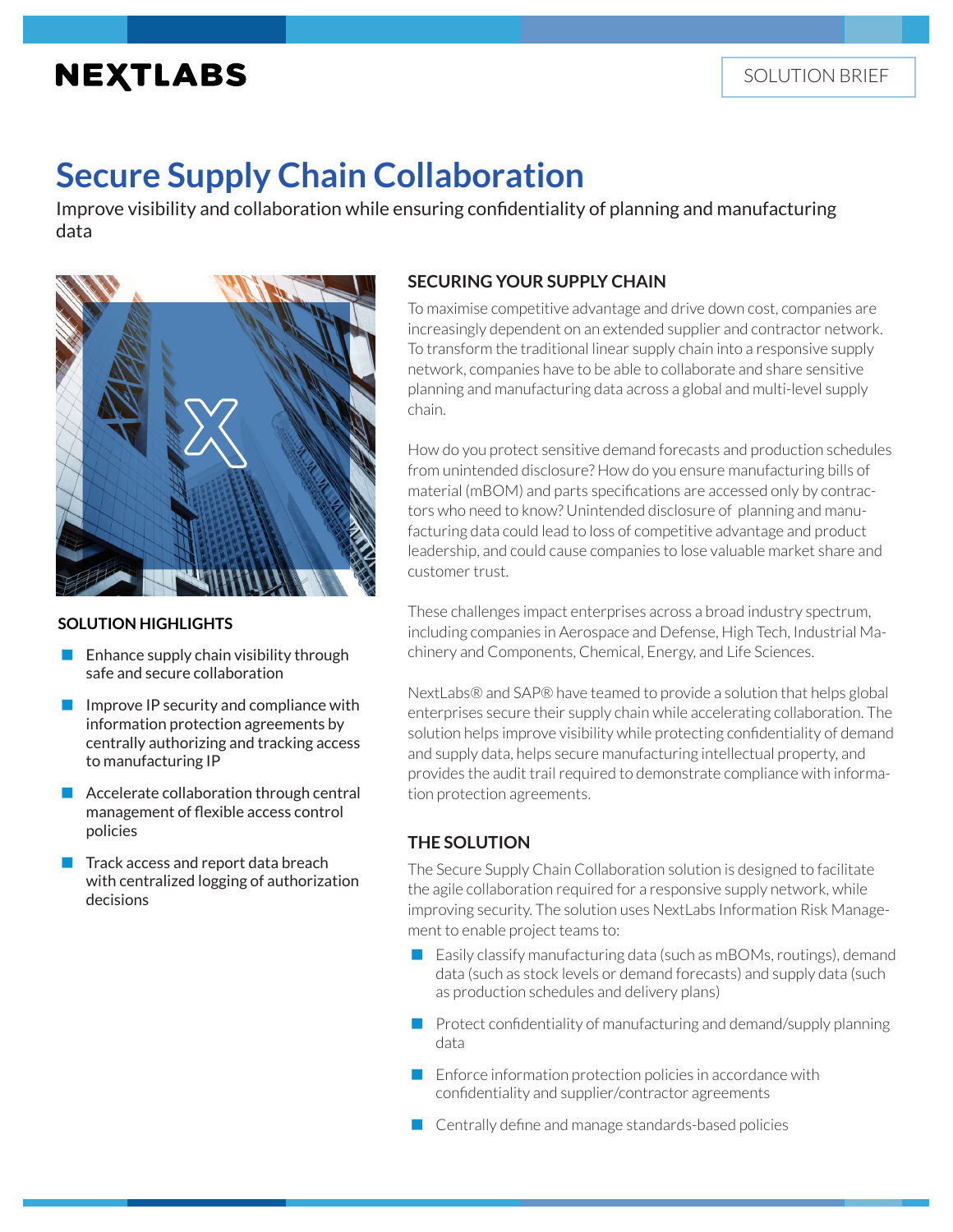NEXTLABS

SOLUTION BRIEF

# Secure Supply Chain Collaboration

Improve visibility and collaboration while ensuring confidentiality of planning and manufacturing data

### SOLUTION HIGHLIGHTS

- Enhance supply chain visibility through safe and secure collaboration
- Improve IP security and compliance with information protection agreements by centrally authorizing and tracking access to manufacturing IP
- Accelerate collaboration through central management of flexible access control policies
- Track access and report data breach with centralized logging of authorization decisions

## SECURING YOUR SUPPLY CHAIN

To maximise competitive advantage and drive down cost, companies are increasingly dependent on an extended supplier and contractor network. To transform the traditional linear supply chain into a responsive supply network, companies have to be able to collaborate and share sensitive planning and manufacturing data across a global and multi-level supply chain.

How do you protect sensitive demand forecasts and production schedules from unintended disclosure? How do you ensure manufacturing bills of material (mBOM) and parts specifications are accessed only by contractors who need to know? Unintended disclosure of planning and manufacturing data could lead to loss of competitive advantage and product leadership, and could cause companies to lose valuable market share and customer trust.

These challenges impact enterprises across a broad industry spectrum, including companies in Aerospace and Defense, High Tech, Industrial Machinery and Components, Chemical, Energy, and Life Sciences.

NextLabs® and SAP® have teamed to provide a solution that helps global enterprises secure their supply chain while accelerating collaboration. The solution helps improve visibility while protecting confidentiality of demand and supply data, helps secure manufacturing intellectual property, and provides the audit trail required to demonstrate compliance with information protection agreements.

## THE SOLUTION

The Secure Supply Chain Collaboration solution is designed to facilitate the agile collaboration required for a responsive supply network, while improving security. The solution uses NextLabs Information Risk Management to enable project teams to:

- Easily classify manufacturing data (such as mBOMs, routings), demand data (such as stock levels or demand forecasts) and supply data (such as production schedules and delivery plans)
- Protect confidentiality of manufacturing and demand/supply planning data
- Enforce information protection policies in accordance with confidentiality and supplier/contractor agreements
- Centrally define and manage standards-based policies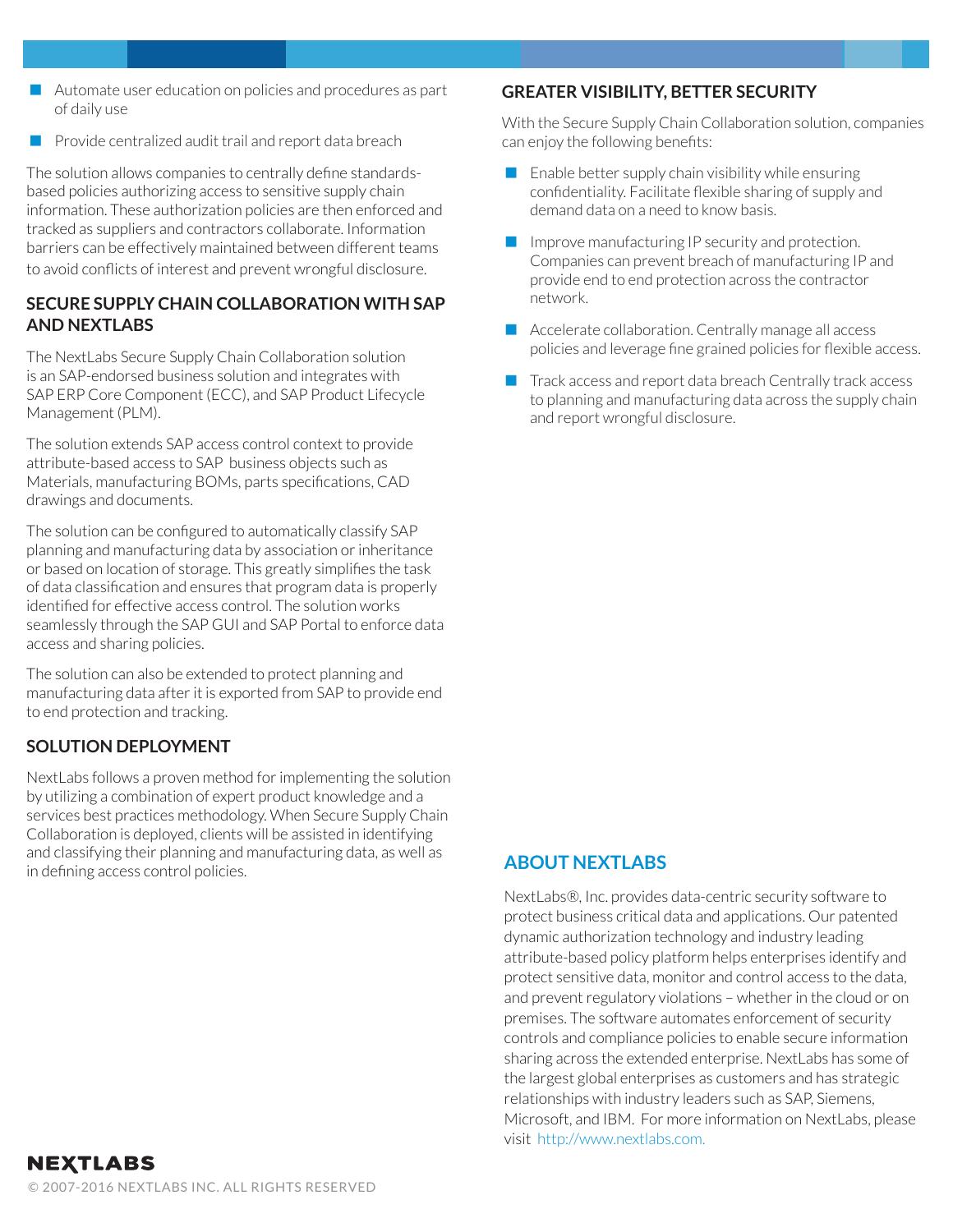- Automate user education on policies and procedures as part of daily use
- Provide centralized audit trail and report data breach

The solution allows companies to centrally define standards-based policies authorizing access to sensitive supply chain information. These authorization policies are then enforced and tracked as suppliers and contractors collaborate. Information barriers can be effectively maintained between different teams to avoid conflicts of interest and prevent wrongful disclosure.

## SECURE SUPPLY CHAIN COLLABORATION WITH SAP AND NEXTLABS

The NextLabs Secure Supply Chain Collaboration solution is an SAP-endorsed business solution and integrates with SAP ERP Core Component (ECC), and SAP Product Lifecycle Management (PLM).

The solution extends SAP access control context to provide attribute-based access to SAP business objects such as Materials, manufacturing BOMs, parts specifications, CAD drawings and documents.

The solution can be configured to automatically classify SAP planning and manufacturing data by association or inheritance or based on location of storage. This greatly simplifies the task of data classification and ensures that program data is properly identified for effective access control. The solution works seamlessly through the SAP GUI and SAP Portal to enforce data access and sharing policies.

The solution can also be extended to protect planning and manufacturing data after it is exported from SAP to provide end to end protection and tracking.

## SOLUTION DEPLOYMENT

NextLabs follows a proven method for implementing the solution by utilizing a combination of expert product knowledge and a services best practices methodology. When Secure Supply Chain Collaboration is deployed, clients will be assisted in identifying and classifying their planning and manufacturing data, as well as in defining access control policies.

## GREATER VISIBILITY, BETTER SECURITY

With the Secure Supply Chain Collaboration solution, companies can enjoy the following benefits:

- Enable better supply chain visibility while ensuring confidentiality. Facilitate flexible sharing of supply and demand data on a need to know basis.
- Improve manufacturing IP security and protection. Companies can prevent breach of manufacturing IP and provide end to end protection across the contractor network.
- Accelerate collaboration. Centrally manage all access policies and leverage fine grained policies for flexible access.
- Track access and report data breach Centrally track access to planning and manufacturing data across the supply chain and report wrongful disclosure.

## ABOUT NEXTLABS

NextLabs®, Inc. provides data-centric security software to protect business critical data and applications. Our patented dynamic authorization technology and industry leading attribute-based policy platform helps enterprises identify and protect sensitive data, monitor and control access to the data, and prevent regulatory violations – whether in the cloud or on premises. The software automates enforcement of security controls and compliance policies to enable secure information sharing across the extended enterprise. NextLabs has some of the largest global enterprises as customers and has strategic relationships with industry leaders such as SAP, Siemens, Microsoft, and IBM. For more information on NextLabs, please visit http://www.nextlabs.com.

NEXTLABS

© 2007-2016 NEXTLABS INC. ALL RIGHTS RESERVED